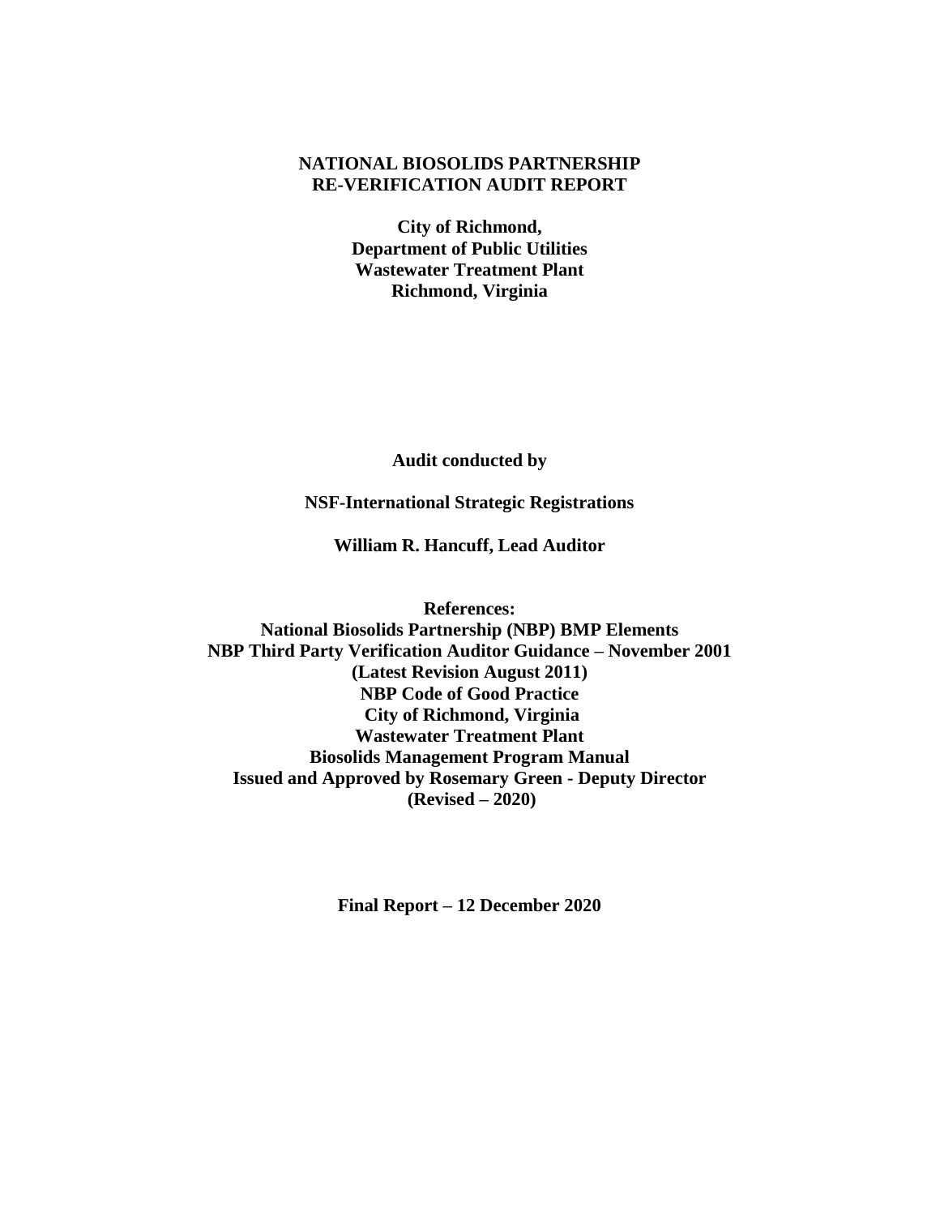# NATIONAL BIOSOLIDS PARTNERSHIP RE-VERIFICATION AUDIT REPORT

**City of Richmond,**
**Department of Public Utilities**
**Wastewater Treatment Plant**
**Richmond, Virginia**

**Audit conducted by**

**NSF-International Strategic Registrations**

**William R. Hancuff, Lead Auditor**

**References:**
**National Biosolids Partnership (NBP) BMP Elements**
**NBP Third Party Verification Auditor Guidance – November 2001**
**(Latest Revision August 2011)**
**NBP Code of Good Practice**
**City of Richmond, Virginia**
**Wastewater Treatment Plant**
**Biosolids Management Program Manual**
**Issued and Approved by Rosemary Green - Deputy Director**
**(Revised – 2020)**

**Final Report – 12 December 2020**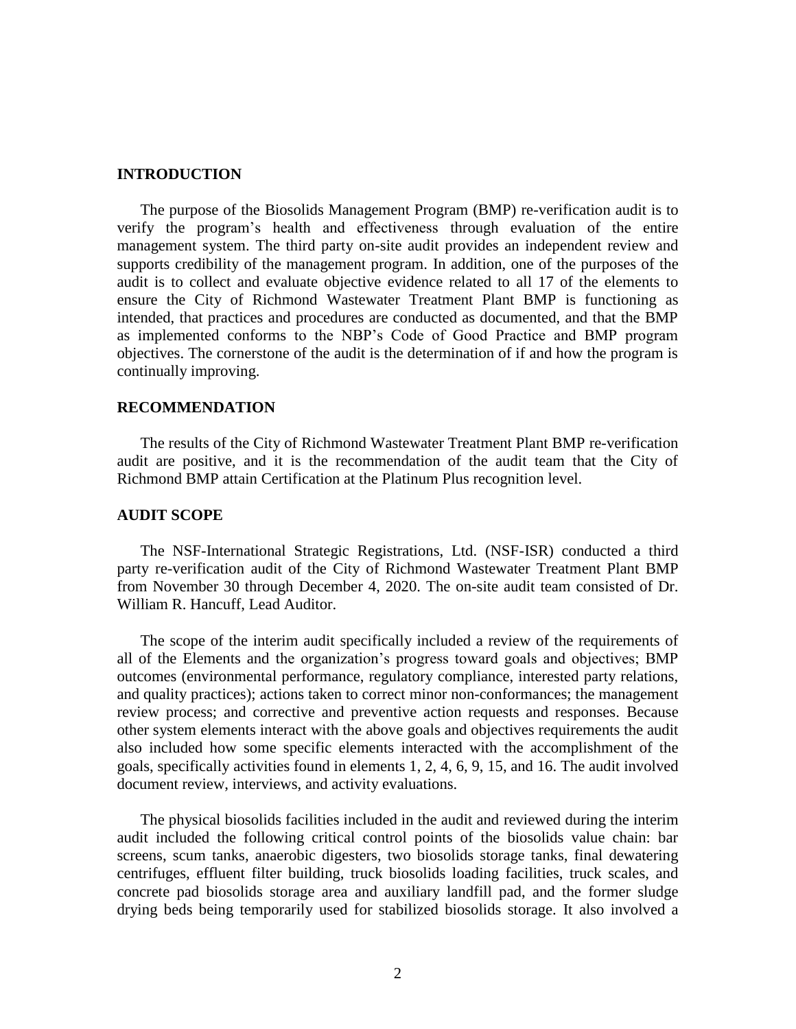## INTRODUCTION

The purpose of the Biosolids Management Program (BMP) re-verification audit is to verify the program's health and effectiveness through evaluation of the entire management system. The third party on-site audit provides an independent review and supports credibility of the management program. In addition, one of the purposes of the audit is to collect and evaluate objective evidence related to all 17 of the elements to ensure the City of Richmond Wastewater Treatment Plant BMP is functioning as intended, that practices and procedures are conducted as documented, and that the BMP as implemented conforms to the NBP's Code of Good Practice and BMP program objectives. The cornerstone of the audit is the determination of if and how the program is continually improving.

## RECOMMENDATION

The results of the City of Richmond Wastewater Treatment Plant BMP re-verification audit are positive, and it is the recommendation of the audit team that the City of Richmond BMP attain Certification at the Platinum Plus recognition level.

## AUDIT SCOPE

The NSF-International Strategic Registrations, Ltd. (NSF-ISR) conducted a third party re-verification audit of the City of Richmond Wastewater Treatment Plant BMP from November 30 through December 4, 2020. The on-site audit team consisted of Dr. William R. Hancuff, Lead Auditor.

The scope of the interim audit specifically included a review of the requirements of all of the Elements and the organization's progress toward goals and objectives; BMP outcomes (environmental performance, regulatory compliance, interested party relations, and quality practices); actions taken to correct minor non-conformances; the management review process; and corrective and preventive action requests and responses. Because other system elements interact with the above goals and objectives requirements the audit also included how some specific elements interacted with the accomplishment of the goals, specifically activities found in elements 1, 2, 4, 6, 9, 15, and 16. The audit involved document review, interviews, and activity evaluations.

The physical biosolids facilities included in the audit and reviewed during the interim audit included the following critical control points of the biosolids value chain: bar screens, scum tanks, anaerobic digesters, two biosolids storage tanks, final dewatering centrifuges, effluent filter building, truck biosolids loading facilities, truck scales, and concrete pad biosolids storage area and auxiliary landfill pad, and the former sludge drying beds being temporarily used for stabilized biosolids storage. It also involved a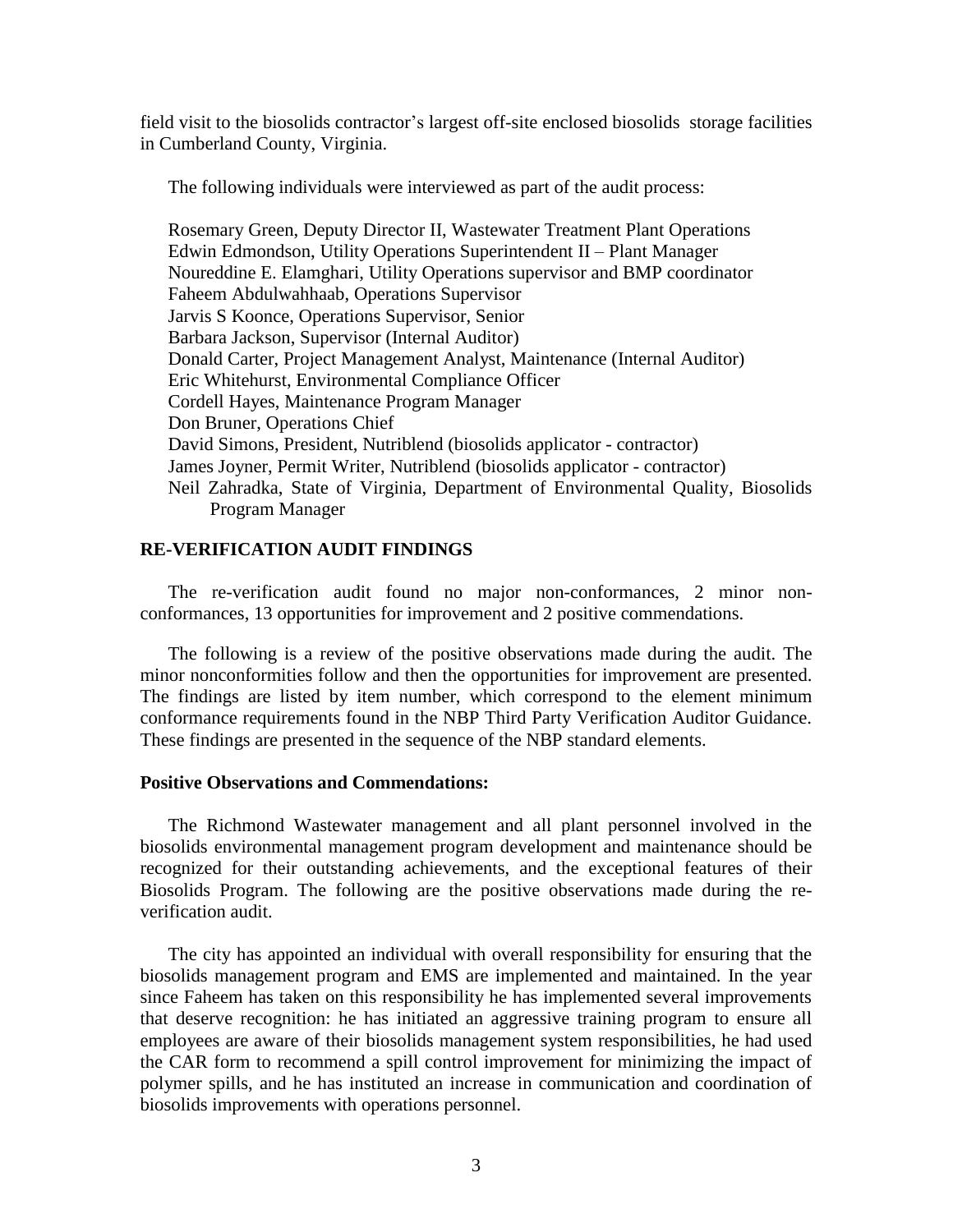field visit to the biosolids contractor's largest off-site enclosed biosolids storage facilities in Cumberland County, Virginia.

The following individuals were interviewed as part of the audit process:

Rosemary Green, Deputy Director II, Wastewater Treatment Plant Operations
Edwin Edmondson, Utility Operations Superintendent II – Plant Manager
Noureddine E. Elamghari, Utility Operations supervisor and BMP coordinator
Faheem Abdulwahhaab, Operations Supervisor
Jarvis S Koonce, Operations Supervisor, Senior
Barbara Jackson, Supervisor (Internal Auditor)
Donald Carter, Project Management Analyst, Maintenance (Internal Auditor)
Eric Whitehurst, Environmental Compliance Officer
Cordell Hayes, Maintenance Program Manager
Don Bruner, Operations Chief
David Simons, President, Nutriblend (biosolids applicator - contractor)
James Joyner, Permit Writer, Nutriblend (biosolids applicator - contractor)
Neil Zahradka, State of Virginia, Department of Environmental Quality, Biosolids Program Manager

## RE-VERIFICATION AUDIT FINDINGS

The re-verification audit found no major non-conformances, 2 minor non-conformances, 13 opportunities for improvement and 2 positive commendations.

The following is a review of the positive observations made during the audit. The minor nonconformities follow and then the opportunities for improvement are presented. The findings are listed by item number, which correspond to the element minimum conformance requirements found in the NBP Third Party Verification Auditor Guidance. These findings are presented in the sequence of the NBP standard elements.

### Positive Observations and Commendations:

The Richmond Wastewater management and all plant personnel involved in the biosolids environmental management program development and maintenance should be recognized for their outstanding achievements, and the exceptional features of their Biosolids Program. The following are the positive observations made during the re-verification audit.

The city has appointed an individual with overall responsibility for ensuring that the biosolids management program and EMS are implemented and maintained. In the year since Faheem has taken on this responsibility he has implemented several improvements that deserve recognition: he has initiated an aggressive training program to ensure all employees are aware of their biosolids management system responsibilities, he had used the CAR form to recommend a spill control improvement for minimizing the impact of polymer spills, and he has instituted an increase in communication and coordination of biosolids improvements with operations personnel.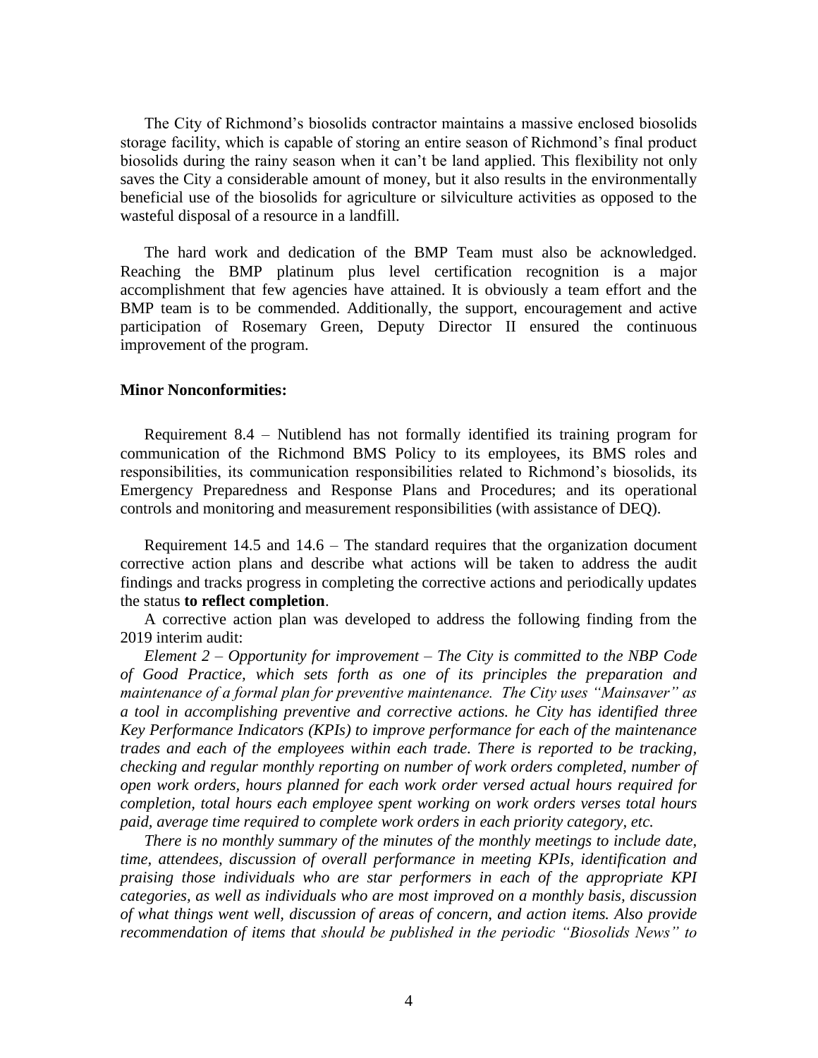The City of Richmond's biosolids contractor maintains a massive enclosed biosolids storage facility, which is capable of storing an entire season of Richmond's final product biosolids during the rainy season when it can't be land applied. This flexibility not only saves the City a considerable amount of money, but it also results in the environmentally beneficial use of the biosolids for agriculture or silviculture activities as opposed to the wasteful disposal of a resource in a landfill.

The hard work and dedication of the BMP Team must also be acknowledged. Reaching the BMP platinum plus level certification recognition is a major accomplishment that few agencies have attained. It is obviously a team effort and the BMP team is to be commended. Additionally, the support, encouragement and active participation of Rosemary Green, Deputy Director II ensured the continuous improvement of the program.

**Minor Nonconformities:**

Requirement 8.4 – Nutiblend has not formally identified its training program for communication of the Richmond BMS Policy to its employees, its BMS roles and responsibilities, its communication responsibilities related to Richmond's biosolids, its Emergency Preparedness and Response Plans and Procedures; and its operational controls and monitoring and measurement responsibilities (with assistance of DEQ).

Requirement 14.5 and 14.6 – The standard requires that the organization document corrective action plans and describe what actions will be taken to address the audit findings and tracks progress in completing the corrective actions and periodically updates the status **to reflect completion**.

A corrective action plan was developed to address the following finding from the 2019 interim audit:

*Element 2 – Opportunity for improvement – The City is committed to the NBP Code of Good Practice, which sets forth as one of its principles the preparation and maintenance of a formal plan for preventive maintenance. The City uses "Mainsaver" as a tool in accomplishing preventive and corrective actions. he City has identified three Key Performance Indicators (KPIs) to improve performance for each of the maintenance trades and each of the employees within each trade. There is reported to be tracking, checking and regular monthly reporting on number of work orders completed, number of open work orders, hours planned for each work order versed actual hours required for completion, total hours each employee spent working on work orders verses total hours paid, average time required to complete work orders in each priority category, etc.*

*There is no monthly summary of the minutes of the monthly meetings to include date, time, attendees, discussion of overall performance in meeting KPIs, identification and praising those individuals who are star performers in each of the appropriate KPI categories, as well as individuals who are most improved on a monthly basis, discussion of what things went well, discussion of areas of concern, and action items. Also provide recommendation of items that should be published in the periodic "Biosolids News" to*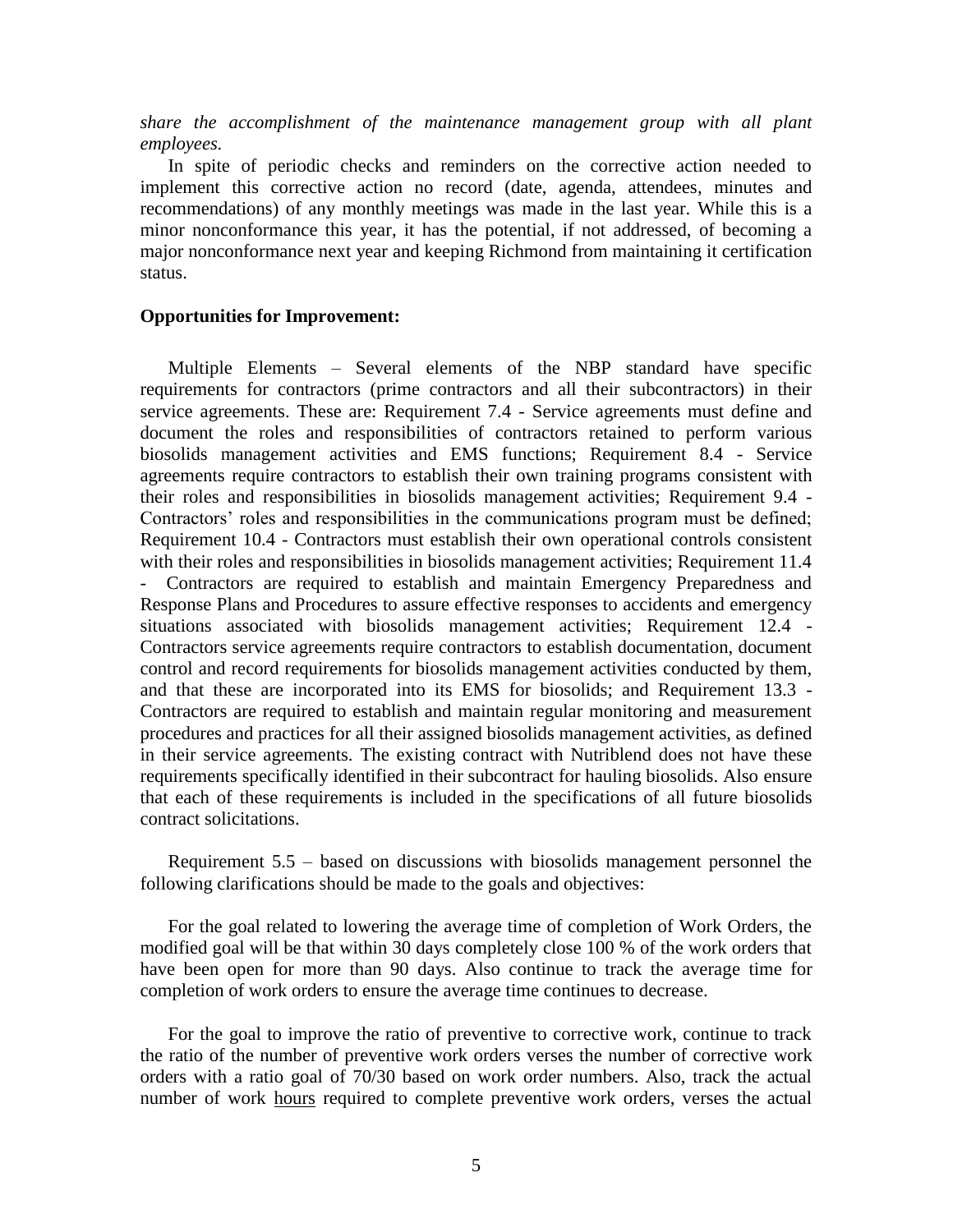*share the accomplishment of the maintenance management group with all plant employees.*

In spite of periodic checks and reminders on the corrective action needed to implement this corrective action no record (date, agenda, attendees, minutes and recommendations) of any monthly meetings was made in the last year. While this is a minor nonconformance this year, it has the potential, if not addressed, of becoming a major nonconformance next year and keeping Richmond from maintaining it certification status.

**Opportunities for Improvement:**

Multiple Elements – Several elements of the NBP standard have specific requirements for contractors (prime contractors and all their subcontractors) in their service agreements. These are: Requirement 7.4 - Service agreements must define and document the roles and responsibilities of contractors retained to perform various biosolids management activities and EMS functions; Requirement 8.4 - Service agreements require contractors to establish their own training programs consistent with their roles and responsibilities in biosolids management activities; Requirement 9.4 - Contractors' roles and responsibilities in the communications program must be defined; Requirement 10.4 - Contractors must establish their own operational controls consistent with their roles and responsibilities in biosolids management activities; Requirement 11.4 - Contractors are required to establish and maintain Emergency Preparedness and Response Plans and Procedures to assure effective responses to accidents and emergency situations associated with biosolids management activities; Requirement 12.4 - Contractors service agreements require contractors to establish documentation, document control and record requirements for biosolids management activities conducted by them, and that these are incorporated into its EMS for biosolids; and Requirement 13.3 - Contractors are required to establish and maintain regular monitoring and measurement procedures and practices for all their assigned biosolids management activities, as defined in their service agreements. The existing contract with Nutriblend does not have these requirements specifically identified in their subcontract for hauling biosolids. Also ensure that each of these requirements is included in the specifications of all future biosolids contract solicitations.

Requirement 5.5 – based on discussions with biosolids management personnel the following clarifications should be made to the goals and objectives:

For the goal related to lowering the average time of completion of Work Orders, the modified goal will be that within 30 days completely close 100 % of the work orders that have been open for more than 90 days. Also continue to track the average time for completion of work orders to ensure the average time continues to decrease.

For the goal to improve the ratio of preventive to corrective work, continue to track the ratio of the number of preventive work orders verses the number of corrective work orders with a ratio goal of 70/30 based on work order numbers. Also, track the actual number of work <u>hours</u> required to complete preventive work orders, verses the actual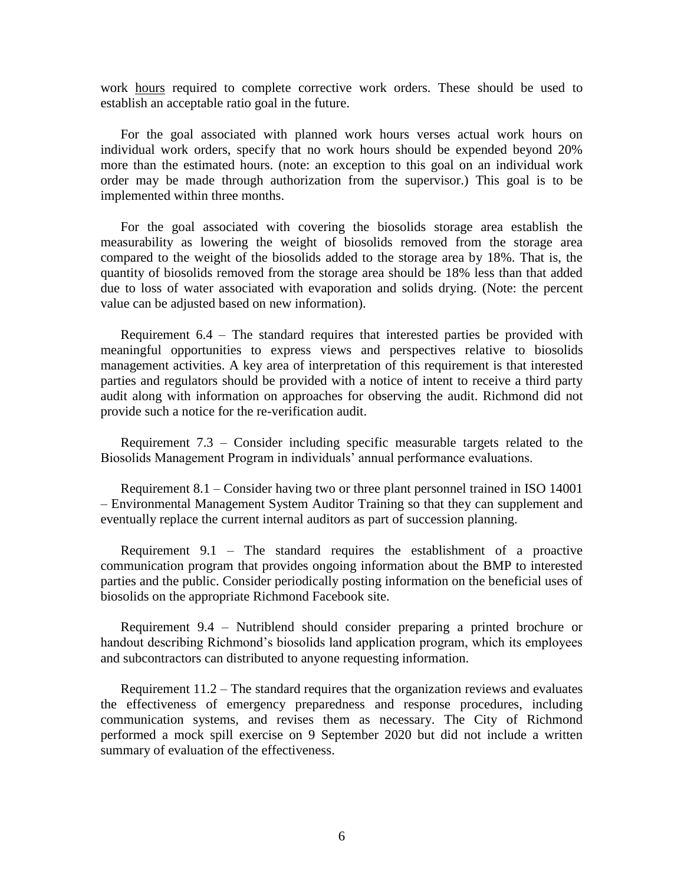work <u>hours</u> required to complete corrective work orders. These should be used to establish an acceptable ratio goal in the future.

For the goal associated with planned work hours verses actual work hours on individual work orders, specify that no work hours should be expended beyond 20% more than the estimated hours. (note: an exception to this goal on an individual work order may be made through authorization from the supervisor.) This goal is to be implemented within three months.

For the goal associated with covering the biosolids storage area establish the measurability as lowering the weight of biosolids removed from the storage area compared to the weight of the biosolids added to the storage area by 18%. That is, the quantity of biosolids removed from the storage area should be 18% less than that added due to loss of water associated with evaporation and solids drying. (Note: the percent value can be adjusted based on new information).

Requirement 6.4 – The standard requires that interested parties be provided with meaningful opportunities to express views and perspectives relative to biosolids management activities. A key area of interpretation of this requirement is that interested parties and regulators should be provided with a notice of intent to receive a third party audit along with information on approaches for observing the audit. Richmond did not provide such a notice for the re-verification audit.

Requirement 7.3 – Consider including specific measurable targets related to the Biosolids Management Program in individuals' annual performance evaluations.

Requirement 8.1 – Consider having two or three plant personnel trained in ISO 14001 – Environmental Management System Auditor Training so that they can supplement and eventually replace the current internal auditors as part of succession planning.

Requirement 9.1 – The standard requires the establishment of a proactive communication program that provides ongoing information about the BMP to interested parties and the public. Consider periodically posting information on the beneficial uses of biosolids on the appropriate Richmond Facebook site.

Requirement 9.4 – Nutriblend should consider preparing a printed brochure or handout describing Richmond's biosolids land application program, which its employees and subcontractors can distributed to anyone requesting information.

Requirement 11.2 – The standard requires that the organization reviews and evaluates the effectiveness of emergency preparedness and response procedures, including communication systems, and revises them as necessary. The City of Richmond performed a mock spill exercise on 9 September 2020 but did not include a written summary of evaluation of the effectiveness.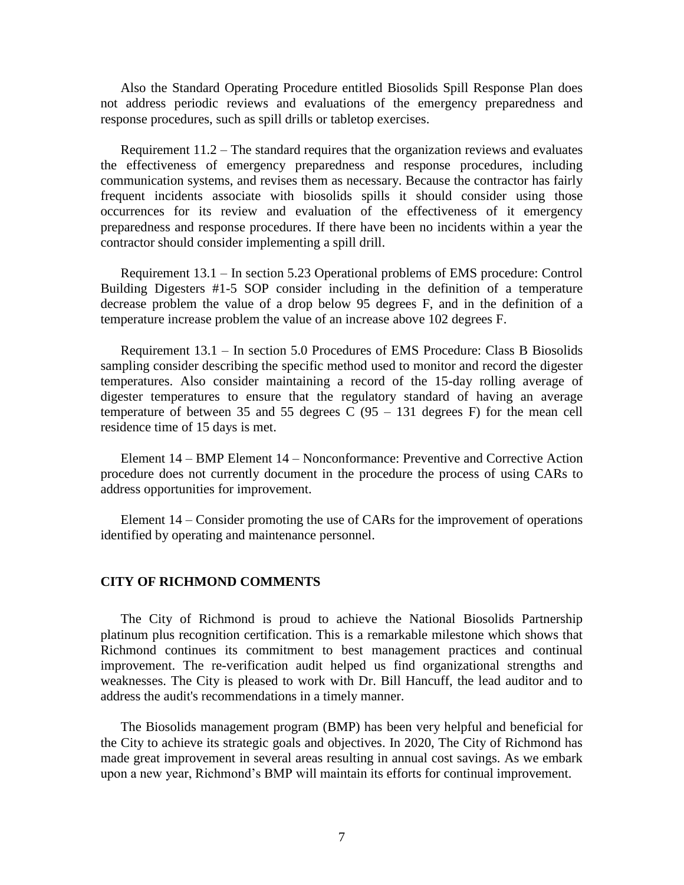Also the Standard Operating Procedure entitled Biosolids Spill Response Plan does not address periodic reviews and evaluations of the emergency preparedness and response procedures, such as spill drills or tabletop exercises.

Requirement 11.2 – The standard requires that the organization reviews and evaluates the effectiveness of emergency preparedness and response procedures, including communication systems, and revises them as necessary. Because the contractor has fairly frequent incidents associate with biosolids spills it should consider using those occurrences for its review and evaluation of the effectiveness of it emergency preparedness and response procedures. If there have been no incidents within a year the contractor should consider implementing a spill drill.

Requirement 13.1 – In section 5.23 Operational problems of EMS procedure: Control Building Digesters #1-5 SOP consider including in the definition of a temperature decrease problem the value of a drop below 95 degrees F, and in the definition of a temperature increase problem the value of an increase above 102 degrees F.

Requirement 13.1 – In section 5.0 Procedures of EMS Procedure: Class B Biosolids sampling consider describing the specific method used to monitor and record the digester temperatures. Also consider maintaining a record of the 15-day rolling average of digester temperatures to ensure that the regulatory standard of having an average temperature of between 35 and 55 degrees C (95 – 131 degrees F) for the mean cell residence time of 15 days is met.

Element 14 – BMP Element 14 – Nonconformance: Preventive and Corrective Action procedure does not currently document in the procedure the process of using CARs to address opportunities for improvement.

Element 14 – Consider promoting the use of CARs for the improvement of operations identified by operating and maintenance personnel.

## CITY OF RICHMOND COMMENTS

The City of Richmond is proud to achieve the National Biosolids Partnership platinum plus recognition certification. This is a remarkable milestone which shows that Richmond continues its commitment to best management practices and continual improvement. The re-verification audit helped us find organizational strengths and weaknesses. The City is pleased to work with Dr. Bill Hancuff, the lead auditor and to address the audit's recommendations in a timely manner.

The Biosolids management program (BMP) has been very helpful and beneficial for the City to achieve its strategic goals and objectives. In 2020, The City of Richmond has made great improvement in several areas resulting in annual cost savings. As we embark upon a new year, Richmond's BMP will maintain its efforts for continual improvement.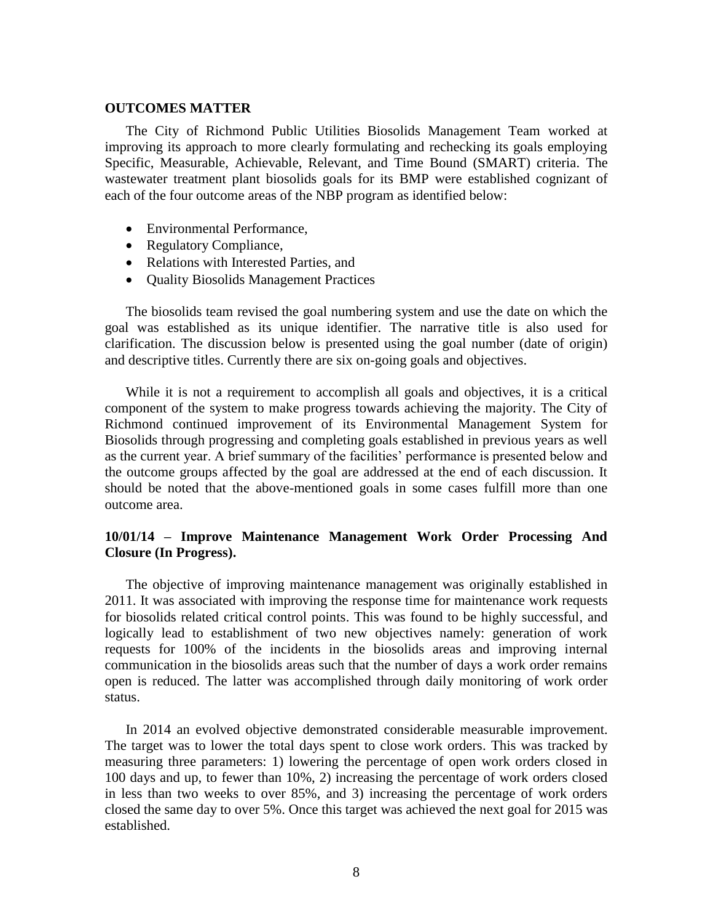## OUTCOMES MATTER

The City of Richmond Public Utilities Biosolids Management Team worked at improving its approach to more clearly formulating and rechecking its goals employing Specific, Measurable, Achievable, Relevant, and Time Bound (SMART) criteria. The wastewater treatment plant biosolids goals for its BMP were established cognizant of each of the four outcome areas of the NBP program as identified below:

- Environmental Performance,
- Regulatory Compliance,
- Relations with Interested Parties, and
- Quality Biosolids Management Practices

The biosolids team revised the goal numbering system and use the date on which the goal was established as its unique identifier. The narrative title is also used for clarification. The discussion below is presented using the goal number (date of origin) and descriptive titles. Currently there are six on-going goals and objectives.

While it is not a requirement to accomplish all goals and objectives, it is a critical component of the system to make progress towards achieving the majority. The City of Richmond continued improvement of its Environmental Management System for Biosolids through progressing and completing goals established in previous years as well as the current year. A brief summary of the facilities' performance is presented below and the outcome groups affected by the goal are addressed at the end of each discussion. It should be noted that the above-mentioned goals in some cases fulfill more than one outcome area.

### 10/01/14 – Improve Maintenance Management Work Order Processing And Closure (In Progress).

The objective of improving maintenance management was originally established in 2011. It was associated with improving the response time for maintenance work requests for biosolids related critical control points. This was found to be highly successful, and logically lead to establishment of two new objectives namely: generation of work requests for 100% of the incidents in the biosolids areas and improving internal communication in the biosolids areas such that the number of days a work order remains open is reduced. The latter was accomplished through daily monitoring of work order status.

In 2014 an evolved objective demonstrated considerable measurable improvement. The target was to lower the total days spent to close work orders. This was tracked by measuring three parameters: 1) lowering the percentage of open work orders closed in 100 days and up, to fewer than 10%, 2) increasing the percentage of work orders closed in less than two weeks to over 85%, and 3) increasing the percentage of work orders closed the same day to over 5%. Once this target was achieved the next goal for 2015 was established.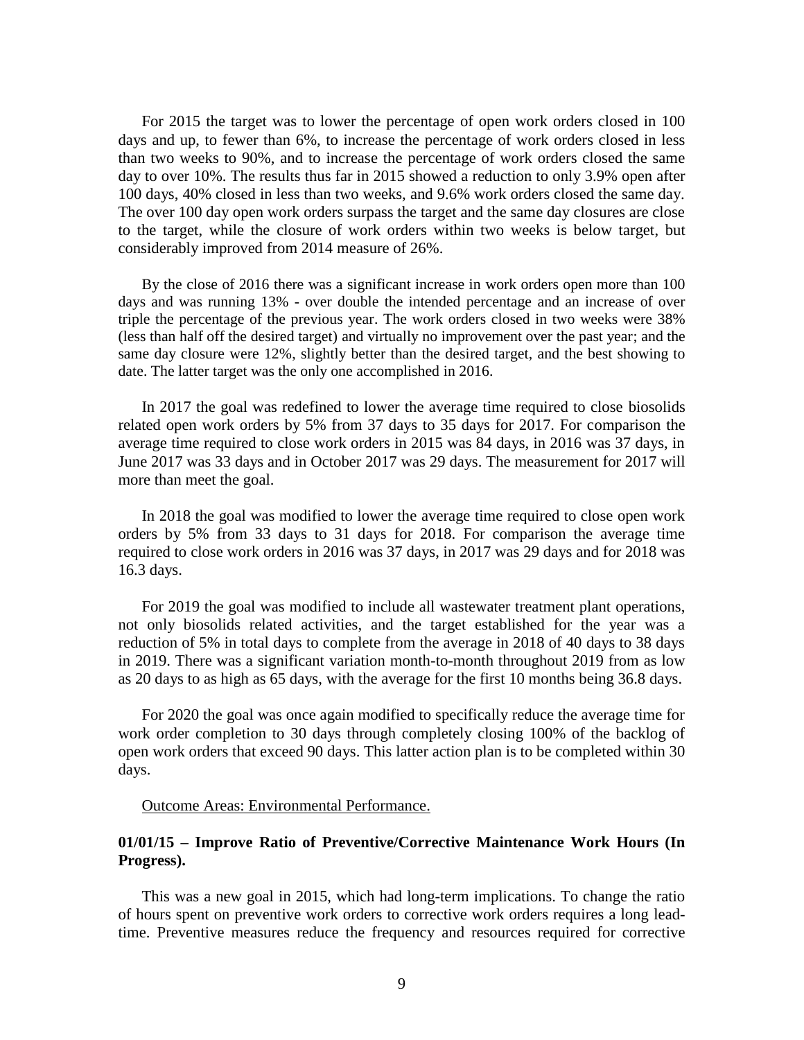For 2015 the target was to lower the percentage of open work orders closed in 100 days and up, to fewer than 6%, to increase the percentage of work orders closed in less than two weeks to 90%, and to increase the percentage of work orders closed the same day to over 10%. The results thus far in 2015 showed a reduction to only 3.9% open after 100 days, 40% closed in less than two weeks, and 9.6% work orders closed the same day. The over 100 day open work orders surpass the target and the same day closures are close to the target, while the closure of work orders within two weeks is below target, but considerably improved from 2014 measure of 26%.

By the close of 2016 there was a significant increase in work orders open more than 100 days and was running 13% - over double the intended percentage and an increase of over triple the percentage of the previous year. The work orders closed in two weeks were 38% (less than half off the desired target) and virtually no improvement over the past year; and the same day closure were 12%, slightly better than the desired target, and the best showing to date. The latter target was the only one accomplished in 2016.

In 2017 the goal was redefined to lower the average time required to close biosolids related open work orders by 5% from 37 days to 35 days for 2017. For comparison the average time required to close work orders in 2015 was 84 days, in 2016 was 37 days, in June 2017 was 33 days and in October 2017 was 29 days. The measurement for 2017 will more than meet the goal.

In 2018 the goal was modified to lower the average time required to close open work orders by 5% from 33 days to 31 days for 2018. For comparison the average time required to close work orders in 2016 was 37 days, in 2017 was 29 days and for 2018 was 16.3 days.

For 2019 the goal was modified to include all wastewater treatment plant operations, not only biosolids related activities, and the target established for the year was a reduction of 5% in total days to complete from the average in 2018 of 40 days to 38 days in 2019. There was a significant variation month-to-month throughout 2019 from as low as 20 days to as high as 65 days, with the average for the first 10 months being 36.8 days.

For 2020 the goal was once again modified to specifically reduce the average time for work order completion to 30 days through completely closing 100% of the backlog of open work orders that exceed 90 days. This latter action plan is to be completed within 30 days.

<u>Outcome Areas: Environmental Performance.</u>

**01/01/15 – Improve Ratio of Preventive/Corrective Maintenance Work Hours (In Progress).**

This was a new goal in 2015, which had long-term implications. To change the ratio of hours spent on preventive work orders to corrective work orders requires a long lead-time. Preventive measures reduce the frequency and resources required for corrective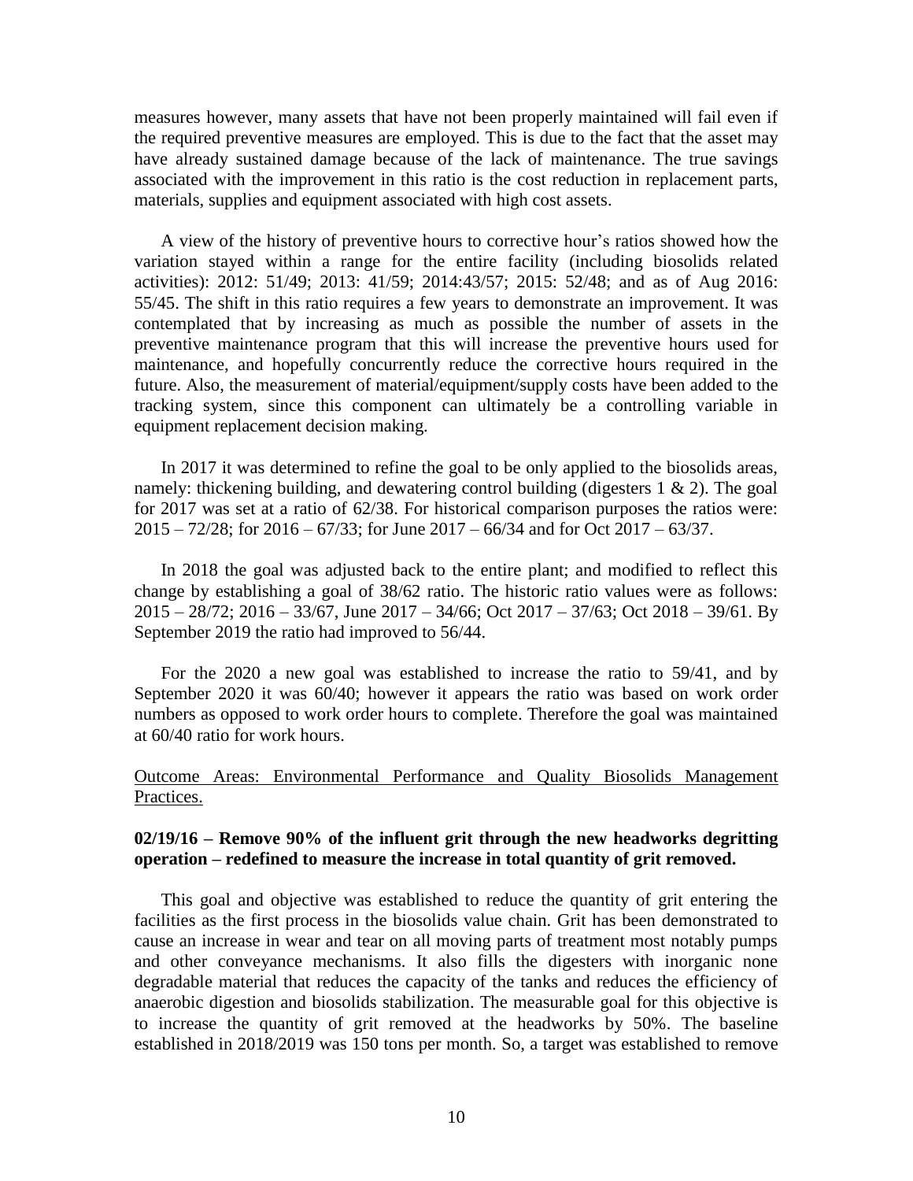measures however, many assets that have not been properly maintained will fail even if the required preventive measures are employed. This is due to the fact that the asset may have already sustained damage because of the lack of maintenance. The true savings associated with the improvement in this ratio is the cost reduction in replacement parts, materials, supplies and equipment associated with high cost assets.

A view of the history of preventive hours to corrective hour's ratios showed how the variation stayed within a range for the entire facility (including biosolids related activities): 2012: 51/49; 2013: 41/59; 2014:43/57; 2015: 52/48; and as of Aug 2016: 55/45. The shift in this ratio requires a few years to demonstrate an improvement. It was contemplated that by increasing as much as possible the number of assets in the preventive maintenance program that this will increase the preventive hours used for maintenance, and hopefully concurrently reduce the corrective hours required in the future. Also, the measurement of material/equipment/supply costs have been added to the tracking system, since this component can ultimately be a controlling variable in equipment replacement decision making.

In 2017 it was determined to refine the goal to be only applied to the biosolids areas, namely: thickening building, and dewatering control building (digesters 1 & 2). The goal for 2017 was set at a ratio of 62/38. For historical comparison purposes the ratios were: 2015 – 72/28; for 2016 – 67/33; for June 2017 – 66/34 and for Oct 2017 – 63/37.

In 2018 the goal was adjusted back to the entire plant; and modified to reflect this change by establishing a goal of 38/62 ratio. The historic ratio values were as follows: 2015 – 28/72; 2016 – 33/67, June 2017 – 34/66; Oct 2017 – 37/63; Oct 2018 – 39/61. By September 2019 the ratio had improved to 56/44.

For the 2020 a new goal was established to increase the ratio to 59/41, and by September 2020 it was 60/40; however it appears the ratio was based on work order numbers as opposed to work order hours to complete. Therefore the goal was maintained at 60/40 ratio for work hours.

<u>Outcome Areas: Environmental Performance and Quality Biosolids Management Practices.</u>

**02/19/16 – Remove 90% of the influent grit through the new headworks degritting operation – redefined to measure the increase in total quantity of grit removed.**

This goal and objective was established to reduce the quantity of grit entering the facilities as the first process in the biosolids value chain. Grit has been demonstrated to cause an increase in wear and tear on all moving parts of treatment most notably pumps and other conveyance mechanisms. It also fills the digesters with inorganic none degradable material that reduces the capacity of the tanks and reduces the efficiency of anaerobic digestion and biosolids stabilization. The measurable goal for this objective is to increase the quantity of grit removed at the headworks by 50%. The baseline established in 2018/2019 was 150 tons per month. So, a target was established to remove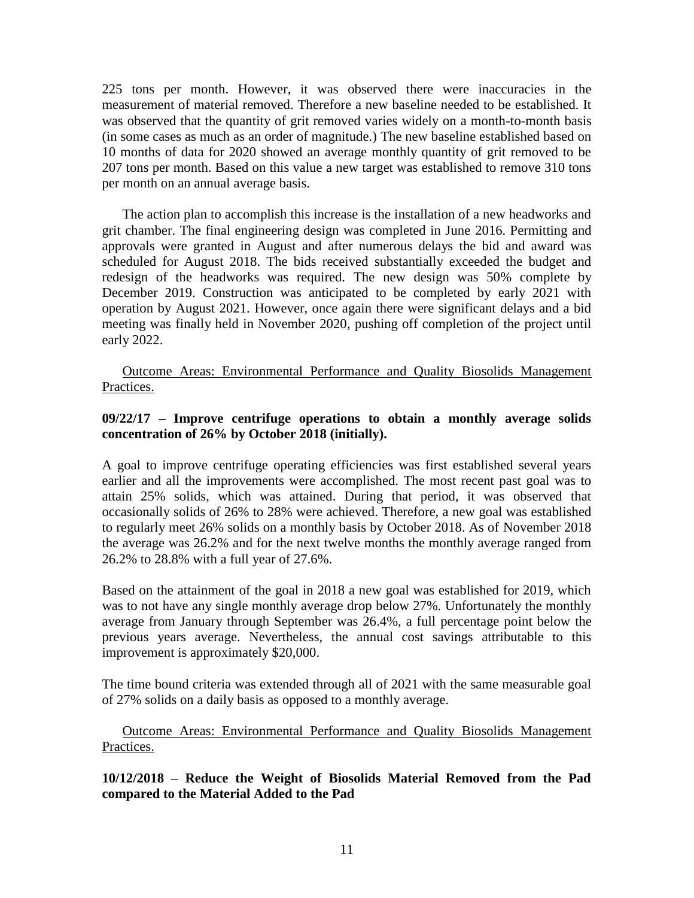225 tons per month. However, it was observed there were inaccuracies in the measurement of material removed. Therefore a new baseline needed to be established. It was observed that the quantity of grit removed varies widely on a month-to-month basis (in some cases as much as an order of magnitude.) The new baseline established based on 10 months of data for 2020 showed an average monthly quantity of grit removed to be 207 tons per month. Based on this value a new target was established to remove 310 tons per month on an annual average basis.

The action plan to accomplish this increase is the installation of a new headworks and grit chamber. The final engineering design was completed in June 2016. Permitting and approvals were granted in August and after numerous delays the bid and award was scheduled for August 2018. The bids received substantially exceeded the budget and redesign of the headworks was required. The new design was 50% complete by December 2019. Construction was anticipated to be completed by early 2021 with operation by August 2021. However, once again there were significant delays and a bid meeting was finally held in November 2020, pushing off completion of the project until early 2022.

Outcome Areas: Environmental Performance and Quality Biosolids Management Practices.

**09/22/17 – Improve centrifuge operations to obtain a monthly average solids concentration of 26% by October 2018 (initially).**

A goal to improve centrifuge operating efficiencies was first established several years earlier and all the improvements were accomplished. The most recent past goal was to attain 25% solids, which was attained. During that period, it was observed that occasionally solids of 26% to 28% were achieved. Therefore, a new goal was established to regularly meet 26% solids on a monthly basis by October 2018. As of November 2018 the average was 26.2% and for the next twelve months the monthly average ranged from 26.2% to 28.8% with a full year of 27.6%.

Based on the attainment of the goal in 2018 a new goal was established for 2019, which was to not have any single monthly average drop below 27%. Unfortunately the monthly average from January through September was 26.4%, a full percentage point below the previous years average. Nevertheless, the annual cost savings attributable to this improvement is approximately $20,000.

The time bound criteria was extended through all of 2021 with the same measurable goal of 27% solids on a daily basis as opposed to a monthly average.

Outcome Areas: Environmental Performance and Quality Biosolids Management Practices.

**10/12/2018 – Reduce the Weight of Biosolids Material Removed from the Pad compared to the Material Added to the Pad**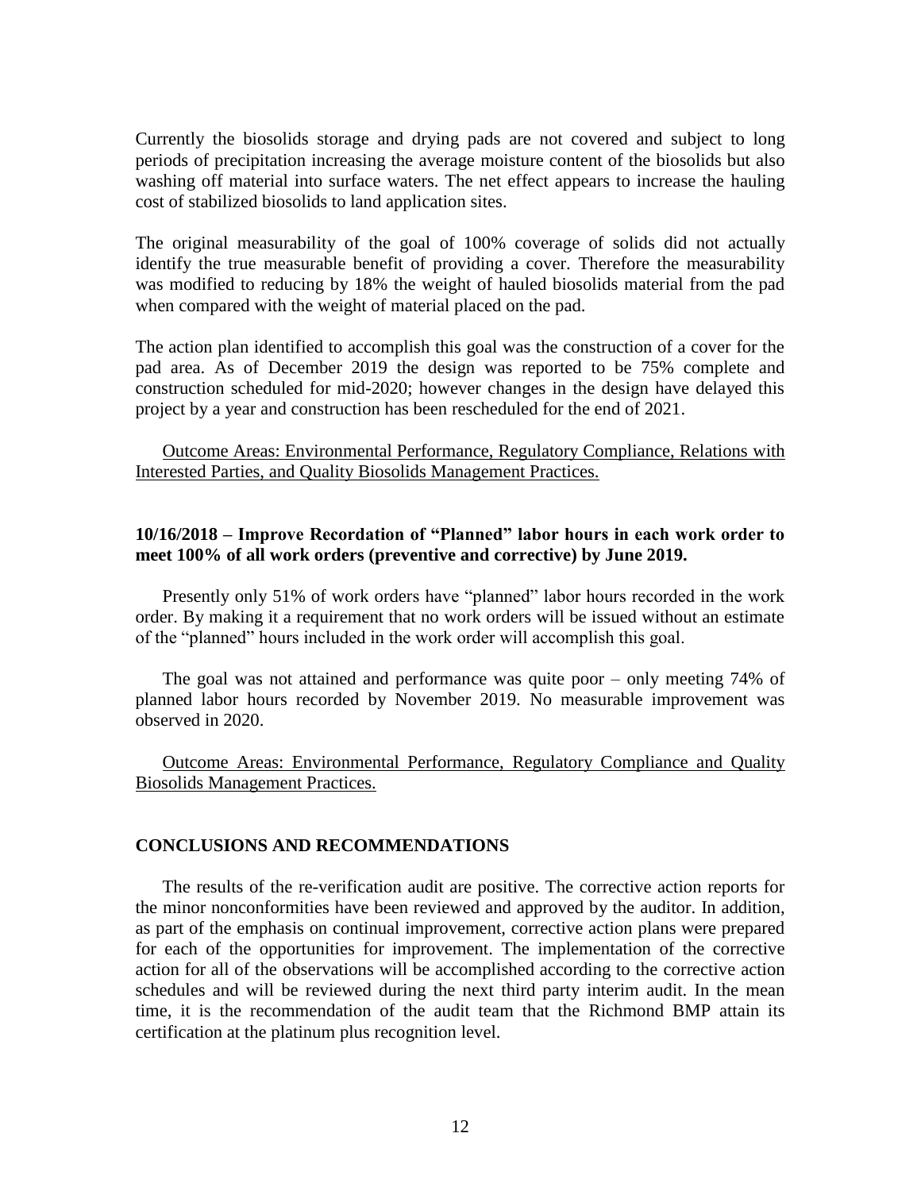Currently the biosolids storage and drying pads are not covered and subject to long periods of precipitation increasing the average moisture content of the biosolids but also washing off material into surface waters. The net effect appears to increase the hauling cost of stabilized biosolids to land application sites.

The original measurability of the goal of 100% coverage of solids did not actually identify the true measurable benefit of providing a cover. Therefore the measurability was modified to reducing by 18% the weight of hauled biosolids material from the pad when compared with the weight of material placed on the pad.

The action plan identified to accomplish this goal was the construction of a cover for the pad area. As of December 2019 the design was reported to be 75% complete and construction scheduled for mid-2020; however changes in the design have delayed this project by a year and construction has been rescheduled for the end of 2021.

Outcome Areas: Environmental Performance, Regulatory Compliance, Relations with Interested Parties, and Quality Biosolids Management Practices.

**10/16/2018 – Improve Recordation of "Planned" labor hours in each work order to meet 100% of all work orders (preventive and corrective) by June 2019.**

Presently only 51% of work orders have "planned" labor hours recorded in the work order. By making it a requirement that no work orders will be issued without an estimate of the "planned" hours included in the work order will accomplish this goal.

The goal was not attained and performance was quite poor – only meeting 74% of planned labor hours recorded by November 2019. No measurable improvement was observed in 2020.

Outcome Areas: Environmental Performance, Regulatory Compliance and Quality Biosolids Management Practices.

## CONCLUSIONS AND RECOMMENDATIONS

The results of the re-verification audit are positive. The corrective action reports for the minor nonconformities have been reviewed and approved by the auditor. In addition, as part of the emphasis on continual improvement, corrective action plans were prepared for each of the opportunities for improvement. The implementation of the corrective action for all of the observations will be accomplished according to the corrective action schedules and will be reviewed during the next third party interim audit. In the mean time, it is the recommendation of the audit team that the Richmond BMP attain its certification at the platinum plus recognition level.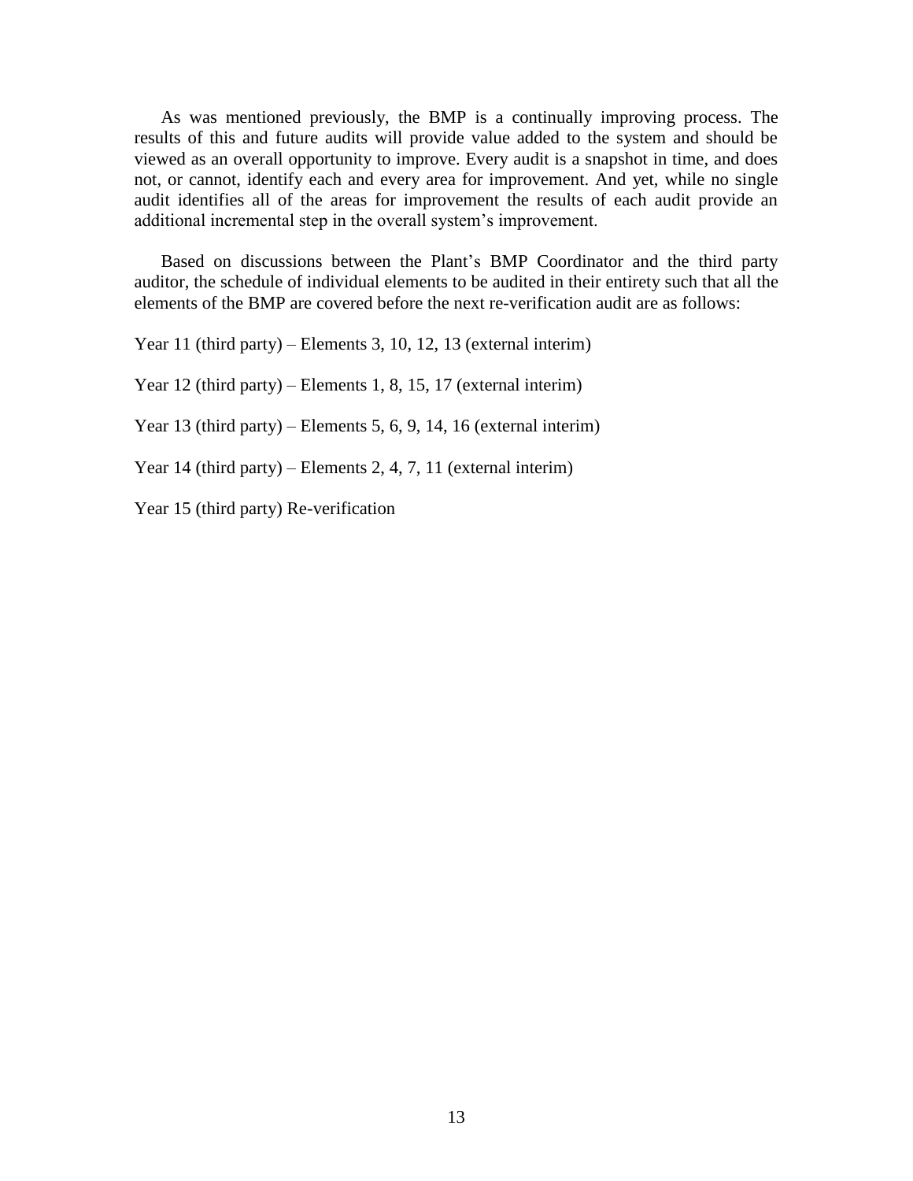As was mentioned previously, the BMP is a continually improving process. The results of this and future audits will provide value added to the system and should be viewed as an overall opportunity to improve. Every audit is a snapshot in time, and does not, or cannot, identify each and every area for improvement. And yet, while no single audit identifies all of the areas for improvement the results of each audit provide an additional incremental step in the overall system's improvement.

Based on discussions between the Plant's BMP Coordinator and the third party auditor, the schedule of individual elements to be audited in their entirety such that all the elements of the BMP are covered before the next re-verification audit are as follows:

Year 11 (third party) – Elements 3, 10, 12, 13 (external interim)

Year 12 (third party) – Elements 1, 8, 15, 17 (external interim)

Year 13 (third party) – Elements 5, 6, 9, 14, 16 (external interim)

Year 14 (third party) – Elements 2, 4, 7, 11 (external interim)

Year 15 (third party) Re-verification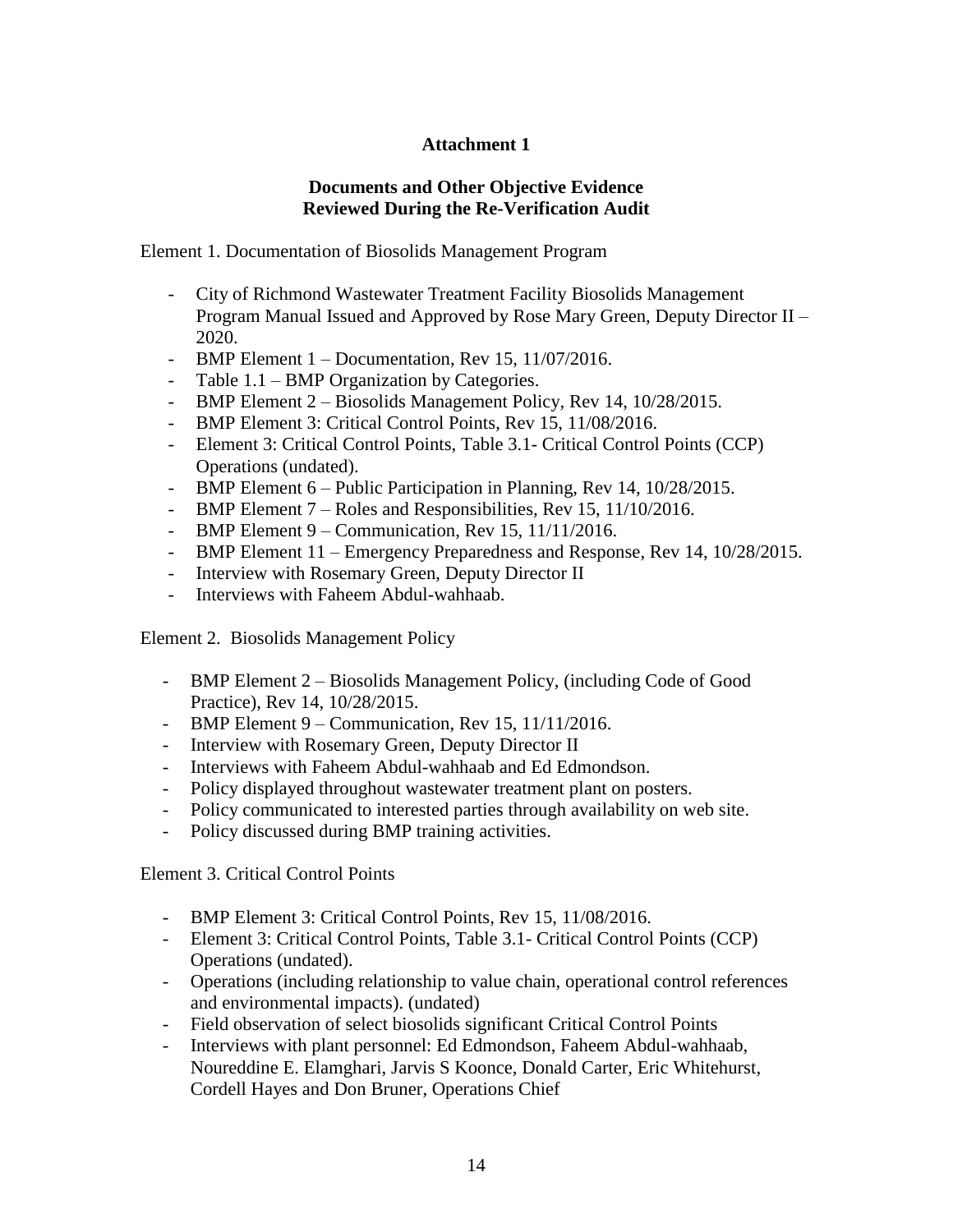**Attachment 1**

**Documents and Other Objective Evidence Reviewed During the Re-Verification Audit**

Element 1. Documentation of Biosolids Management Program

- City of Richmond Wastewater Treatment Facility Biosolids Management Program Manual Issued and Approved by Rose Mary Green, Deputy Director II – 2020.
- BMP Element 1 – Documentation, Rev 15, 11/07/2016.
- Table 1.1 – BMP Organization by Categories.
- BMP Element 2 – Biosolids Management Policy, Rev 14, 10/28/2015.
- BMP Element 3: Critical Control Points, Rev 15, 11/08/2016.
- Element 3: Critical Control Points, Table 3.1- Critical Control Points (CCP) Operations (undated).
- BMP Element 6 – Public Participation in Planning, Rev 14, 10/28/2015.
- BMP Element 7 – Roles and Responsibilities, Rev 15, 11/10/2016.
- BMP Element 9 – Communication, Rev 15, 11/11/2016.
- BMP Element 11 – Emergency Preparedness and Response, Rev 14, 10/28/2015.
- Interview with Rosemary Green, Deputy Director II
- Interviews with Faheem Abdul-wahhaab.

Element 2. Biosolids Management Policy

- BMP Element 2 – Biosolids Management Policy, (including Code of Good Practice), Rev 14, 10/28/2015.
- BMP Element 9 – Communication, Rev 15, 11/11/2016.
- Interview with Rosemary Green, Deputy Director II
- Interviews with Faheem Abdul-wahhaab and Ed Edmondson.
- Policy displayed throughout wastewater treatment plant on posters.
- Policy communicated to interested parties through availability on web site.
- Policy discussed during BMP training activities.

Element 3. Critical Control Points

- BMP Element 3: Critical Control Points, Rev 15, 11/08/2016.
- Element 3: Critical Control Points, Table 3.1- Critical Control Points (CCP) Operations (undated).
- Operations (including relationship to value chain, operational control references and environmental impacts). (undated)
- Field observation of select biosolids significant Critical Control Points
- Interviews with plant personnel: Ed Edmondson, Faheem Abdul-wahhaab, Noureddine E. Elamghari, Jarvis S Koonce, Donald Carter, Eric Whitehurst, Cordell Hayes and Don Bruner, Operations Chief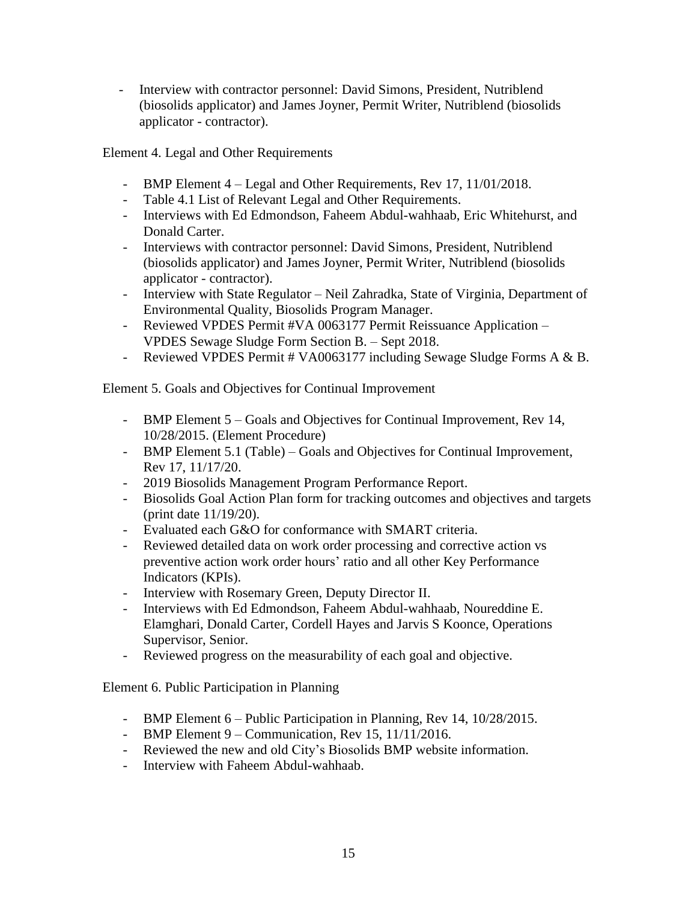- Interview with contractor personnel: David Simons, President, Nutriblend (biosolids applicator) and James Joyner, Permit Writer, Nutriblend (biosolids applicator - contractor).

Element 4. Legal and Other Requirements

- BMP Element 4 – Legal and Other Requirements, Rev 17, 11/01/2018.
- Table 4.1 List of Relevant Legal and Other Requirements.
- Interviews with Ed Edmondson, Faheem Abdul-wahhaab, Eric Whitehurst, and Donald Carter.
- Interviews with contractor personnel: David Simons, President, Nutriblend (biosolids applicator) and James Joyner, Permit Writer, Nutriblend (biosolids applicator - contractor).
- Interview with State Regulator – Neil Zahradka, State of Virginia, Department of Environmental Quality, Biosolids Program Manager.
- Reviewed VPDES Permit #VA 0063177 Permit Reissuance Application – VPDES Sewage Sludge Form Section B. – Sept 2018.
- Reviewed VPDES Permit # VA0063177 including Sewage Sludge Forms A & B.

Element 5. Goals and Objectives for Continual Improvement

- BMP Element 5 – Goals and Objectives for Continual Improvement, Rev 14, 10/28/2015. (Element Procedure)
- BMP Element 5.1 (Table) – Goals and Objectives for Continual Improvement, Rev 17, 11/17/20.
- 2019 Biosolids Management Program Performance Report.
- Biosolids Goal Action Plan form for tracking outcomes and objectives and targets (print date 11/19/20).
- Evaluated each G&O for conformance with SMART criteria.
- Reviewed detailed data on work order processing and corrective action vs preventive action work order hours' ratio and all other Key Performance Indicators (KPIs).
- Interview with Rosemary Green, Deputy Director II.
- Interviews with Ed Edmondson, Faheem Abdul-wahhaab, Noureddine E. Elamghari, Donald Carter, Cordell Hayes and Jarvis S Koonce, Operations Supervisor, Senior.
- Reviewed progress on the measurability of each goal and objective.

Element 6. Public Participation in Planning

- BMP Element 6 – Public Participation in Planning, Rev 14, 10/28/2015.
- BMP Element 9 – Communication, Rev 15, 11/11/2016.
- Reviewed the new and old City's Biosolids BMP website information.
- Interview with Faheem Abdul-wahhaab.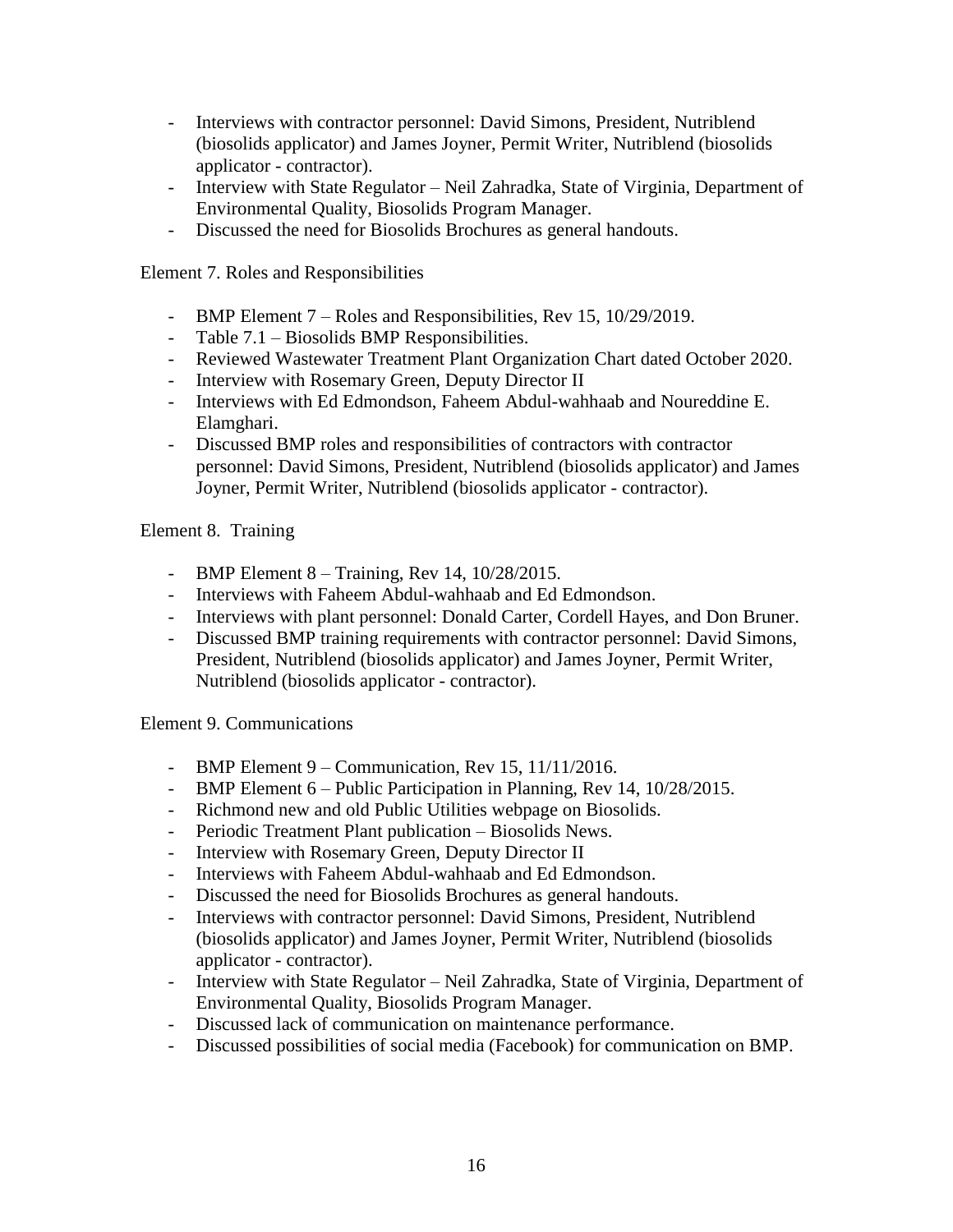- Interviews with contractor personnel: David Simons, President, Nutriblend (biosolids applicator) and James Joyner, Permit Writer, Nutriblend (biosolids applicator - contractor).
- Interview with State Regulator – Neil Zahradka, State of Virginia, Department of Environmental Quality, Biosolids Program Manager.
- Discussed the need for Biosolids Brochures as general handouts.

Element 7. Roles and Responsibilities

- BMP Element 7 – Roles and Responsibilities, Rev 15, 10/29/2019.
- Table 7.1 – Biosolids BMP Responsibilities.
- Reviewed Wastewater Treatment Plant Organization Chart dated October 2020.
- Interview with Rosemary Green, Deputy Director II
- Interviews with Ed Edmondson, Faheem Abdul-wahhaab and Noureddine E. Elamghari.
- Discussed BMP roles and responsibilities of contractors with contractor personnel: David Simons, President, Nutriblend (biosolids applicator) and James Joyner, Permit Writer, Nutriblend (biosolids applicator - contractor).

Element 8. Training

- BMP Element 8 – Training, Rev 14, 10/28/2015.
- Interviews with Faheem Abdul-wahhaab and Ed Edmondson.
- Interviews with plant personnel: Donald Carter, Cordell Hayes, and Don Bruner.
- Discussed BMP training requirements with contractor personnel: David Simons, President, Nutriblend (biosolids applicator) and James Joyner, Permit Writer, Nutriblend (biosolids applicator - contractor).

Element 9. Communications

- BMP Element 9 – Communication, Rev 15, 11/11/2016.
- BMP Element 6 – Public Participation in Planning, Rev 14, 10/28/2015.
- Richmond new and old Public Utilities webpage on Biosolids.
- Periodic Treatment Plant publication – Biosolids News.
- Interview with Rosemary Green, Deputy Director II
- Interviews with Faheem Abdul-wahhaab and Ed Edmondson.
- Discussed the need for Biosolids Brochures as general handouts.
- Interviews with contractor personnel: David Simons, President, Nutriblend (biosolids applicator) and James Joyner, Permit Writer, Nutriblend (biosolids applicator - contractor).
- Interview with State Regulator – Neil Zahradka, State of Virginia, Department of Environmental Quality, Biosolids Program Manager.
- Discussed lack of communication on maintenance performance.
- Discussed possibilities of social media (Facebook) for communication on BMP.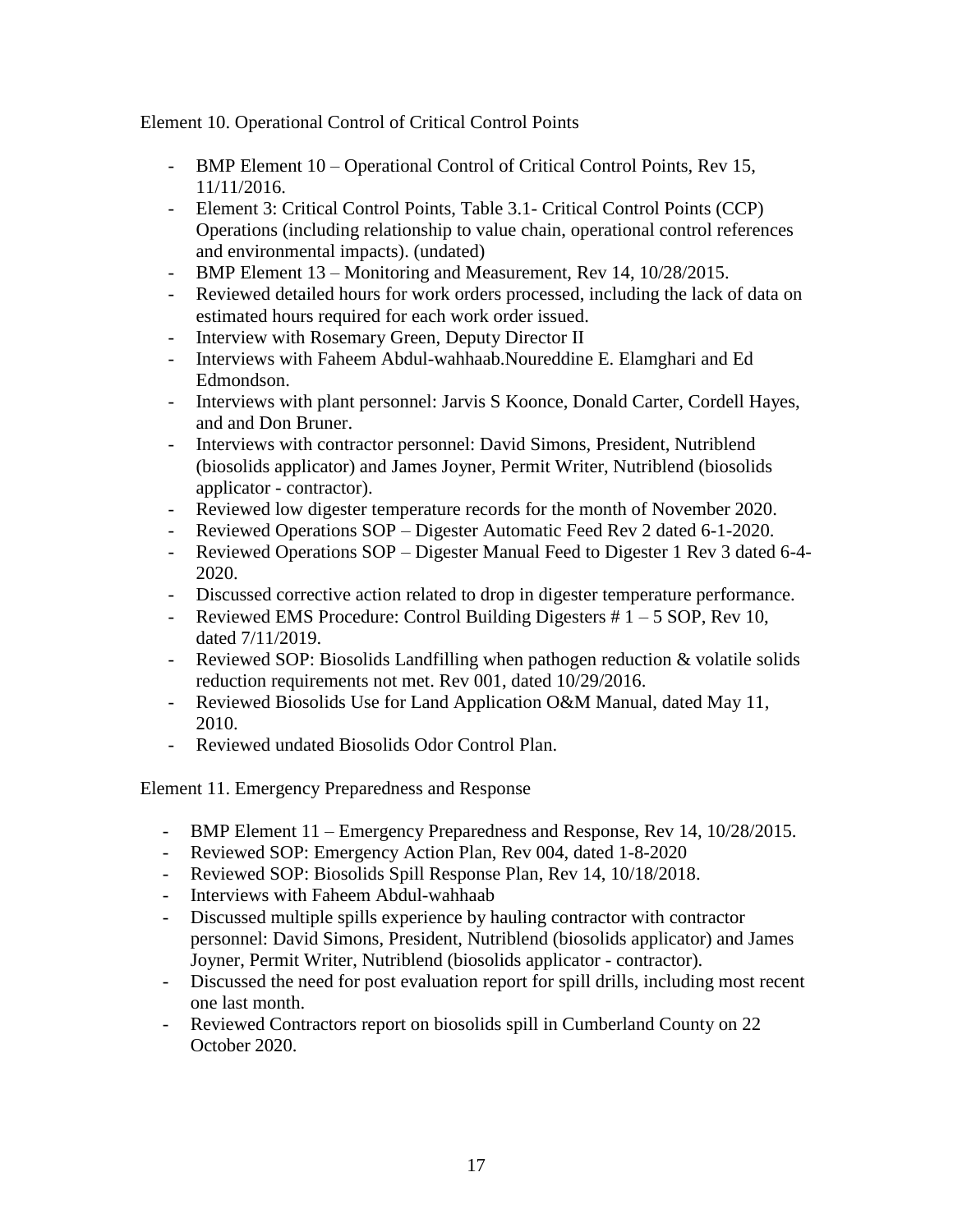Element 10. Operational Control of Critical Control Points

- BMP Element 10 – Operational Control of Critical Control Points, Rev 15, 11/11/2016.
- Element 3: Critical Control Points, Table 3.1- Critical Control Points (CCP) Operations (including relationship to value chain, operational control references and environmental impacts). (undated)
- BMP Element 13 – Monitoring and Measurement, Rev 14, 10/28/2015.
- Reviewed detailed hours for work orders processed, including the lack of data on estimated hours required for each work order issued.
- Interview with Rosemary Green, Deputy Director II
- Interviews with Faheem Abdul-wahhaab.Noureddine E. Elamghari and Ed Edmondson.
- Interviews with plant personnel: Jarvis S Koonce, Donald Carter, Cordell Hayes, and and Don Bruner.
- Interviews with contractor personnel: David Simons, President, Nutriblend (biosolids applicator) and James Joyner, Permit Writer, Nutriblend (biosolids applicator - contractor).
- Reviewed low digester temperature records for the month of November 2020.
- Reviewed Operations SOP – Digester Automatic Feed Rev 2 dated 6-1-2020.
- Reviewed Operations SOP – Digester Manual Feed to Digester 1 Rev 3 dated 6-4-2020.
- Discussed corrective action related to drop in digester temperature performance.
- Reviewed EMS Procedure: Control Building Digesters # 1 – 5 SOP, Rev 10, dated 7/11/2019.
- Reviewed SOP: Biosolids Landfilling when pathogen reduction & volatile solids reduction requirements not met. Rev 001, dated 10/29/2016.
- Reviewed Biosolids Use for Land Application O&M Manual, dated May 11, 2010.
- Reviewed undated Biosolids Odor Control Plan.

Element 11. Emergency Preparedness and Response

- BMP Element 11 – Emergency Preparedness and Response, Rev 14, 10/28/2015.
- Reviewed SOP: Emergency Action Plan, Rev 004, dated 1-8-2020
- Reviewed SOP: Biosolids Spill Response Plan, Rev 14, 10/18/2018.
- Interviews with Faheem Abdul-wahhaab
- Discussed multiple spills experience by hauling contractor with contractor personnel: David Simons, President, Nutriblend (biosolids applicator) and James Joyner, Permit Writer, Nutriblend (biosolids applicator - contractor).
- Discussed the need for post evaluation report for spill drills, including most recent one last month.
- Reviewed Contractors report on biosolids spill in Cumberland County on 22 October 2020.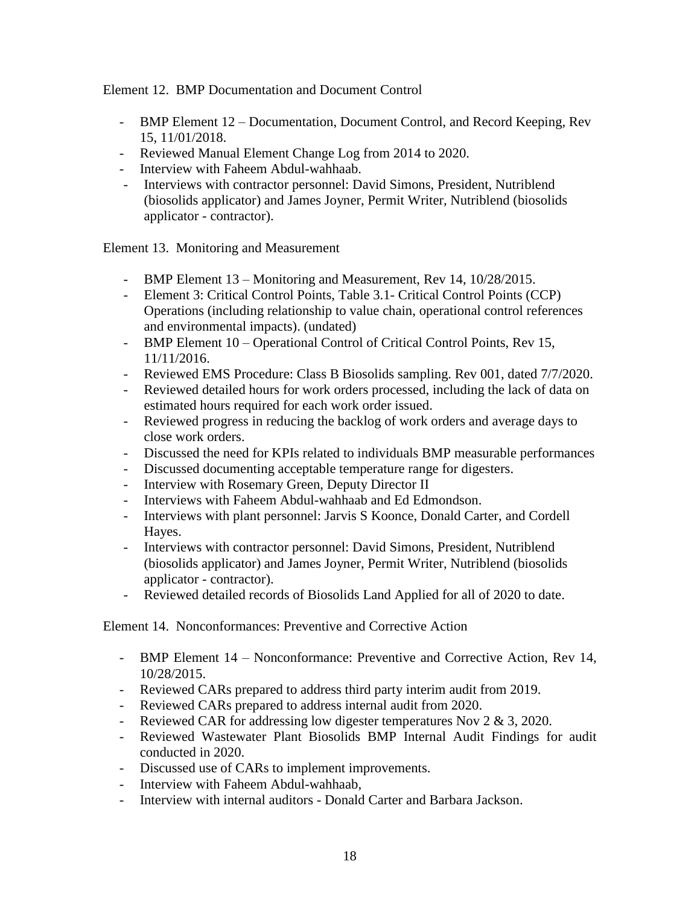Element 12. BMP Documentation and Document Control

- BMP Element 12 – Documentation, Document Control, and Record Keeping, Rev 15, 11/01/2018.
- Reviewed Manual Element Change Log from 2014 to 2020.
- Interview with Faheem Abdul-wahhaab.
- Interviews with contractor personnel: David Simons, President, Nutriblend (biosolids applicator) and James Joyner, Permit Writer, Nutriblend (biosolids applicator - contractor).

Element 13. Monitoring and Measurement

- BMP Element 13 – Monitoring and Measurement, Rev 14, 10/28/2015.
- Element 3: Critical Control Points, Table 3.1- Critical Control Points (CCP) Operations (including relationship to value chain, operational control references and environmental impacts). (undated)
- BMP Element 10 – Operational Control of Critical Control Points, Rev 15, 11/11/2016.
- Reviewed EMS Procedure: Class B Biosolids sampling. Rev 001, dated 7/7/2020.
- Reviewed detailed hours for work orders processed, including the lack of data on estimated hours required for each work order issued.
- Reviewed progress in reducing the backlog of work orders and average days to close work orders.
- Discussed the need for KPIs related to individuals BMP measurable performances
- Discussed documenting acceptable temperature range for digesters.
- Interview with Rosemary Green, Deputy Director II
- Interviews with Faheem Abdul-wahhaab and Ed Edmondson.
- Interviews with plant personnel: Jarvis S Koonce, Donald Carter, and Cordell Hayes.
- Interviews with contractor personnel: David Simons, President, Nutriblend (biosolids applicator) and James Joyner, Permit Writer, Nutriblend (biosolids applicator - contractor).
- Reviewed detailed records of Biosolids Land Applied for all of 2020 to date.

Element 14. Nonconformances: Preventive and Corrective Action

- BMP Element 14 – Nonconformance: Preventive and Corrective Action, Rev 14, 10/28/2015.
- Reviewed CARs prepared to address third party interim audit from 2019.
- Reviewed CARs prepared to address internal audit from 2020.
- Reviewed CAR for addressing low digester temperatures Nov 2 & 3, 2020.
- Reviewed Wastewater Plant Biosolids BMP Internal Audit Findings for audit conducted in 2020.
- Discussed use of CARs to implement improvements.
- Interview with Faheem Abdul-wahhaab,
- Interview with internal auditors - Donald Carter and Barbara Jackson.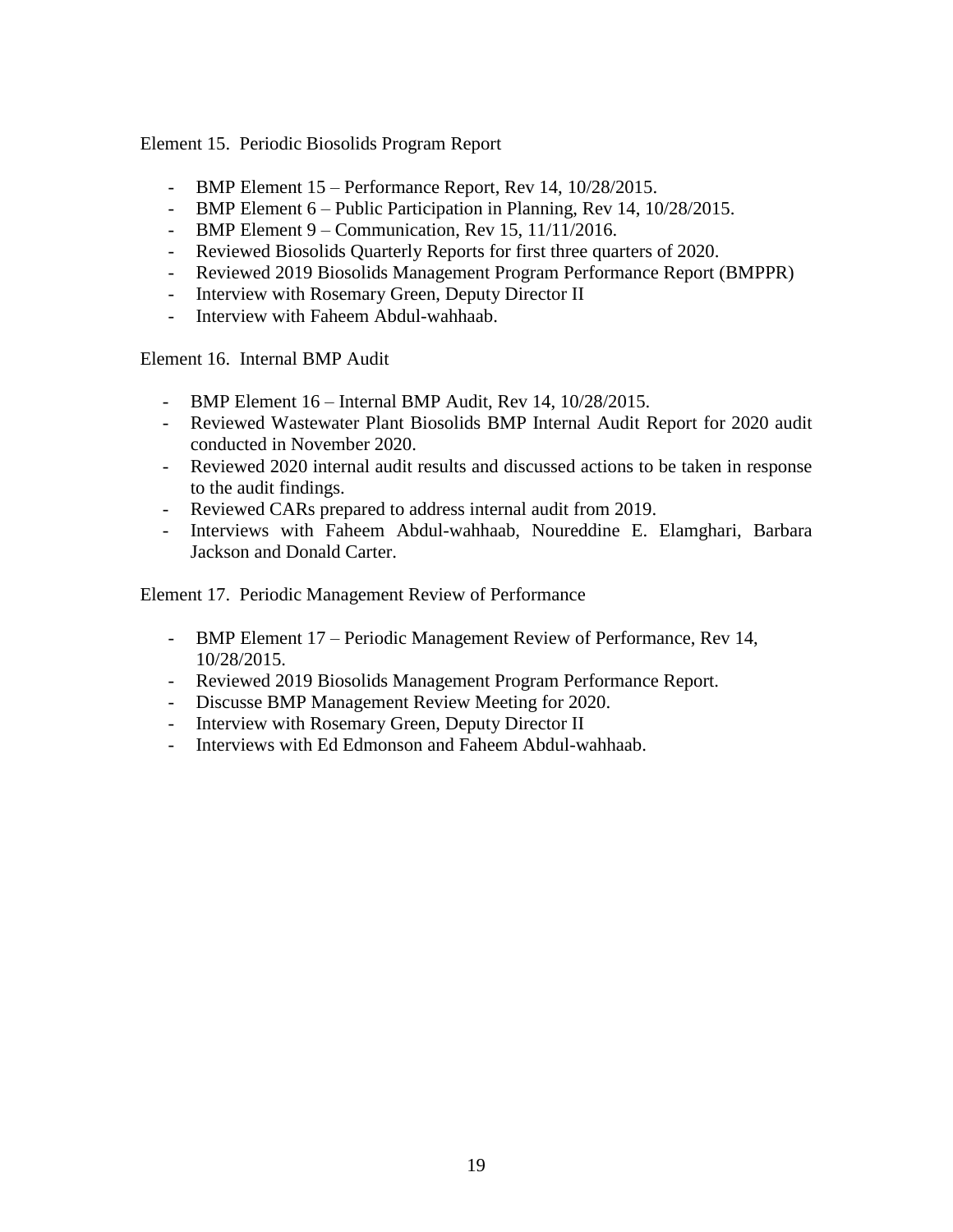Element 15. Periodic Biosolids Program Report

- BMP Element 15 – Performance Report, Rev 14, 10/28/2015.
- BMP Element 6 – Public Participation in Planning, Rev 14, 10/28/2015.
- BMP Element 9 – Communication, Rev 15, 11/11/2016.
- Reviewed Biosolids Quarterly Reports for first three quarters of 2020.
- Reviewed 2019 Biosolids Management Program Performance Report (BMPPR)
- Interview with Rosemary Green, Deputy Director II
- Interview with Faheem Abdul-wahhaab.

Element 16. Internal BMP Audit

- BMP Element 16 – Internal BMP Audit, Rev 14, 10/28/2015.
- Reviewed Wastewater Plant Biosolids BMP Internal Audit Report for 2020 audit conducted in November 2020.
- Reviewed 2020 internal audit results and discussed actions to be taken in response to the audit findings.
- Reviewed CARs prepared to address internal audit from 2019.
- Interviews with Faheem Abdul-wahhaab, Noureddine E. Elamghari, Barbara Jackson and Donald Carter.

Element 17. Periodic Management Review of Performance

- BMP Element 17 – Periodic Management Review of Performance, Rev 14, 10/28/2015.
- Reviewed 2019 Biosolids Management Program Performance Report.
- Discusse BMP Management Review Meeting for 2020.
- Interview with Rosemary Green, Deputy Director II
- Interviews with Ed Edmonson and Faheem Abdul-wahhaab.